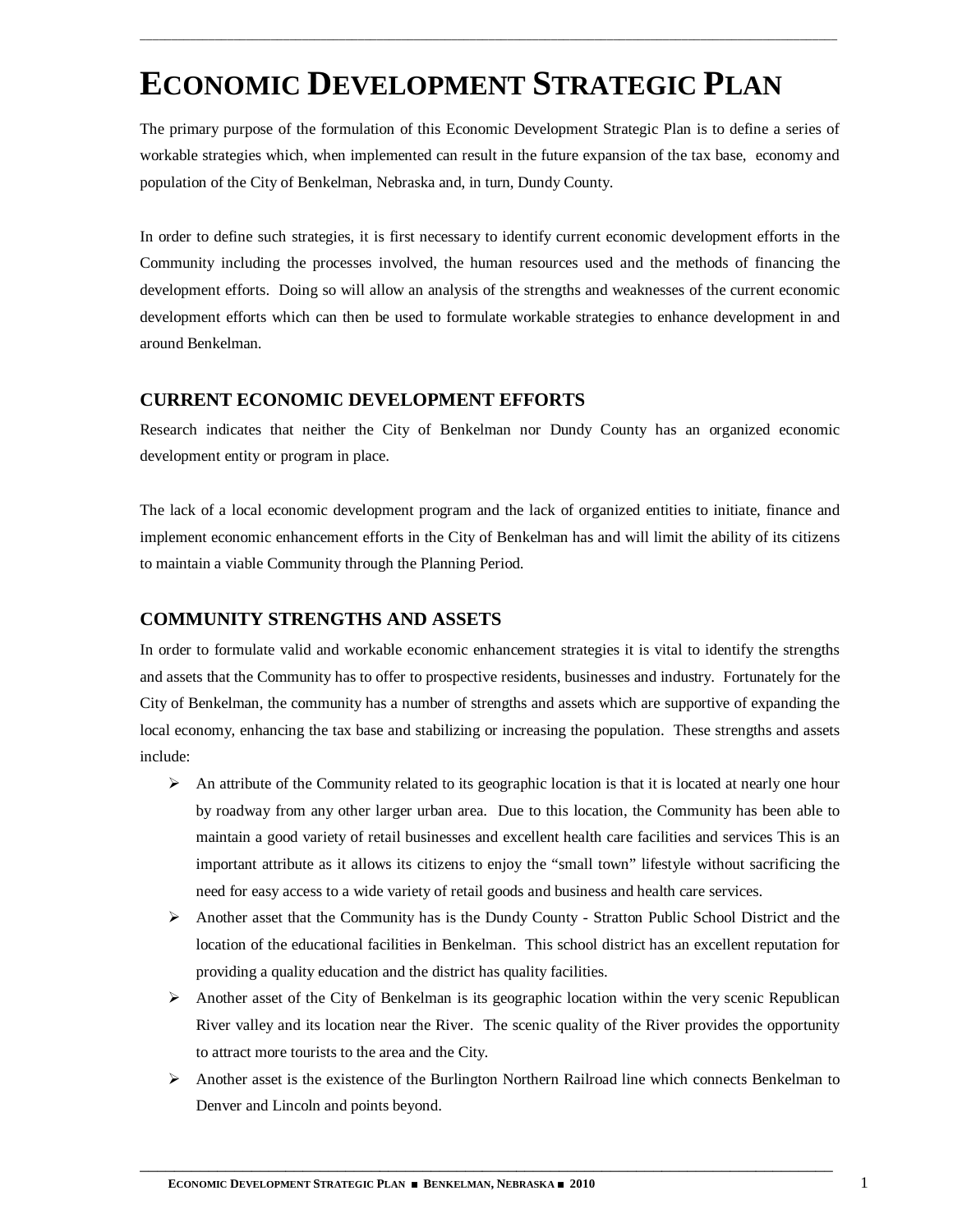# ECONOMIC DEVELOPMENT STRATEGIC PLAN

The primary purpose of the formulation of this Economic Development Strategic Plan is to define a series of workable strategies which, when implemented can result in the future expansion of the tax base, economy and population of the City of Benkelman, Nebraska and, in turn, Dundy County.

In order to define such strategies, it is first necessary to identify current economic development efforts in the Community including the processes involved, the human resources used and the methods of financing the development efforts. Doing so will allow an analysis of the strengths and weaknesses of the current economic development efforts which can then be used to formulate workable strategies to enhance development in and around Benkelman.

## CURRENT ECONOMIC DEVELOPMENT EFFORTS

Research indicates that neither the City of Benkelman nor Dundy County has an organized economic development entity or program in place.

The lack of a local economic development program and the lack of organized entities to initiate, finance and implement economic enhancement efforts in the City of Benkelman has and will limit the ability of its citizens to maintain a viable Community through the Planning Period.

## COMMUNITY STRENGTHS AND ASSETS

In order to formulate valid and workable economic enhancement strategies it is vital to identify the strengths and assets that the Community has to offer to prospective residents, businesses and industry. Fortunately for the City of Benkelman, the community has a number of strengths and assets which are supportive of expanding the local economy, enhancing the tax base and stabilizing or increasing the population. These strengths and assets include:

- An attribute of the Community related to its geographic location is that it is located at nearly one hour by roadway from any other larger urban area. Due to this location, the Community has been able to maintain a good variety of retail businesses and excellent health care facilities and services This is an important attribute as it allows its citizens to enjoy the "small town" lifestyle without sacrificing the need for easy access to a wide variety of retail goods and business and health care services.
- Another asset that the Community has is the Dundy County - Stratton Public School District and the location of the educational facilities in Benkelman. This school district has an excellent reputation for providing a quality education and the district has quality facilities.
- Another asset of the City of Benkelman is its geographic location within the very scenic Republican River valley and its location near the River. The scenic quality of the River provides the opportunity to attract more tourists to the area and the City.
- Another asset is the existence of the Burlington Northern Railroad line which connects Benkelman to Denver and Lincoln and points beyond.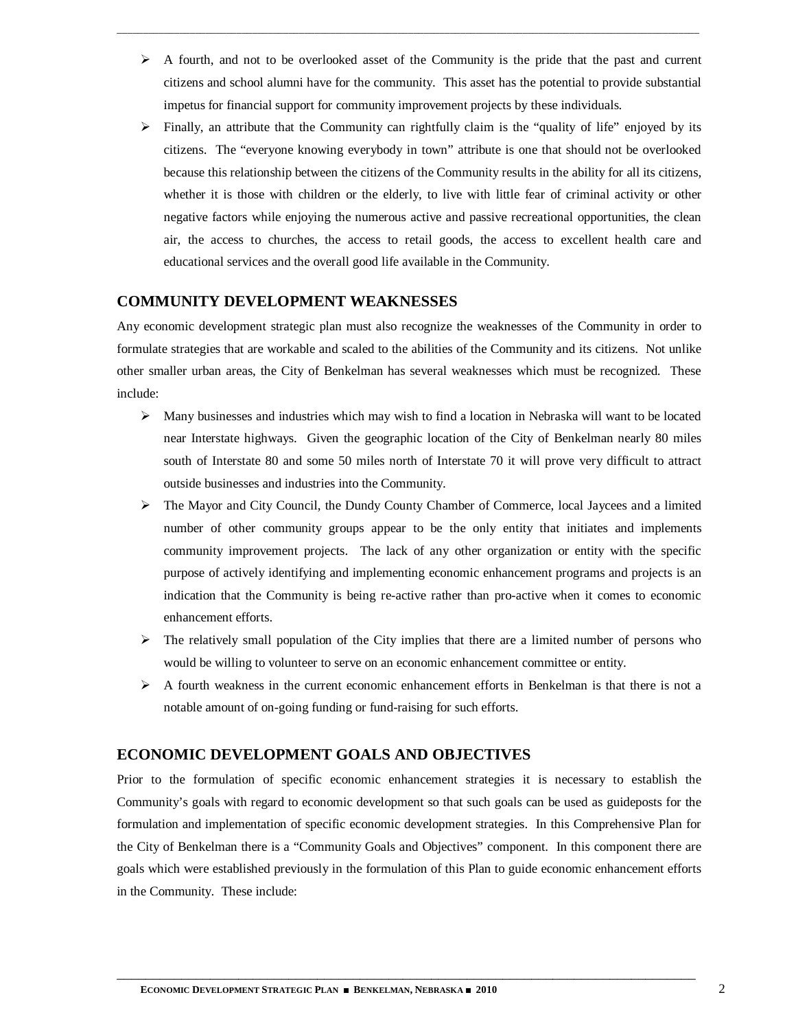- A fourth, and not to be overlooked asset of the Community is the pride that the past and current citizens and school alumni have for the community. This asset has the potential to provide substantial impetus for financial support for community improvement projects by these individuals.
- Finally, an attribute that the Community can rightfully claim is the "quality of life" enjoyed by its citizens. The "everyone knowing everybody in town" attribute is one that should not be overlooked because this relationship between the citizens of the Community results in the ability for all its citizens, whether it is those with children or the elderly, to live with little fear of criminal activity or other negative factors while enjoying the numerous active and passive recreational opportunities, the clean air, the access to churches, the access to retail goods, the access to excellent health care and educational services and the overall good life available in the Community.

## COMMUNITY DEVELOPMENT WEAKNESSES

Any economic development strategic plan must also recognize the weaknesses of the Community in order to formulate strategies that are workable and scaled to the abilities of the Community and its citizens. Not unlike other smaller urban areas, the City of Benkelman has several weaknesses which must be recognized. These include:

- Many businesses and industries which may wish to find a location in Nebraska will want to be located near Interstate highways. Given the geographic location of the City of Benkelman nearly 80 miles south of Interstate 80 and some 50 miles north of Interstate 70 it will prove very difficult to attract outside businesses and industries into the Community.
- The Mayor and City Council, the Dundy County Chamber of Commerce, local Jaycees and a limited number of other community groups appear to be the only entity that initiates and implements community improvement projects. The lack of any other organization or entity with the specific purpose of actively identifying and implementing economic enhancement programs and projects is an indication that the Community is being re-active rather than pro-active when it comes to economic enhancement efforts.
- The relatively small population of the City implies that there are a limited number of persons who would be willing to volunteer to serve on an economic enhancement committee or entity.
- A fourth weakness in the current economic enhancement efforts in Benkelman is that there is not a notable amount of on-going funding or fund-raising for such efforts.

## ECONOMIC DEVELOPMENT GOALS AND OBJECTIVES

Prior to the formulation of specific economic enhancement strategies it is necessary to establish the Community's goals with regard to economic development so that such goals can be used as guideposts for the formulation and implementation of specific economic development strategies. In this Comprehensive Plan for the City of Benkelman there is a "Community Goals and Objectives" component. In this component there are goals which were established previously in the formulation of this Plan to guide economic enhancement efforts in the Community. These include: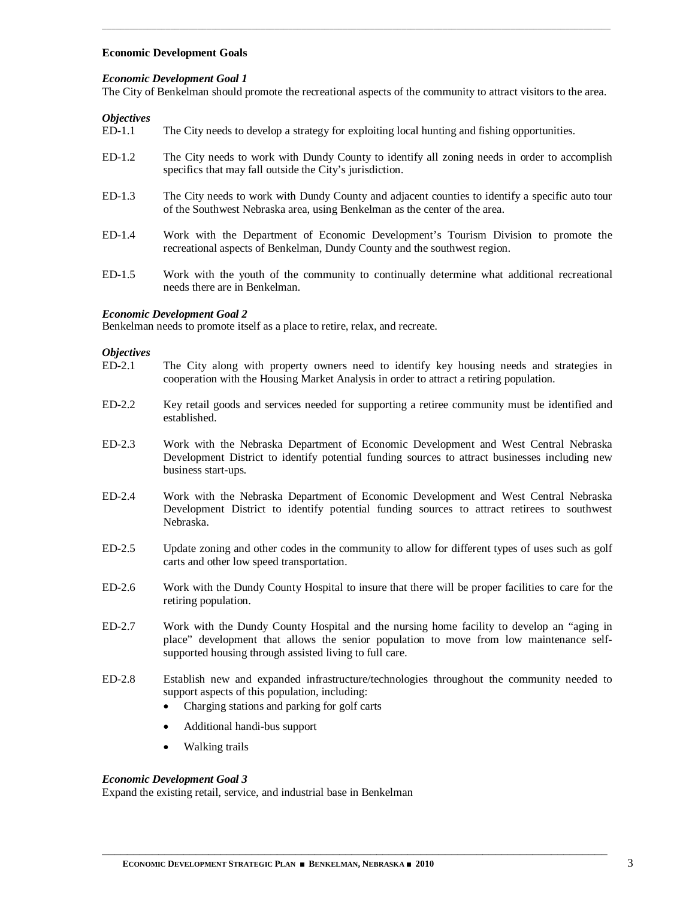### Economic Development Goals

#### *Economic Development Goal 1*

The City of Benkelman should promote the recreational aspects of the community to attract visitors to the area.

***Objectives***

- ED-1.1 The City needs to develop a strategy for exploiting local hunting and fishing opportunities.
- ED-1.2 The City needs to work with Dundy County to identify all zoning needs in order to accomplish specifics that may fall outside the City's jurisdiction.
- ED-1.3 The City needs to work with Dundy County and adjacent counties to identify a specific auto tour of the Southwest Nebraska area, using Benkelman as the center of the area.
- ED-1.4 Work with the Department of Economic Development's Tourism Division to promote the recreational aspects of Benkelman, Dundy County and the southwest region.
- ED-1.5 Work with the youth of the community to continually determine what additional recreational needs there are in Benkelman.

#### *Economic Development Goal 2*

Benkelman needs to promote itself as a place to retire, relax, and recreate.

***Objectives***

- ED-2.1 The City along with property owners need to identify key housing needs and strategies in cooperation with the Housing Market Analysis in order to attract a retiring population.
- ED-2.2 Key retail goods and services needed for supporting a retiree community must be identified and established.
- ED-2.3 Work with the Nebraska Department of Economic Development and West Central Nebraska Development District to identify potential funding sources to attract businesses including new business start-ups.
- ED-2.4 Work with the Nebraska Department of Economic Development and West Central Nebraska Development District to identify potential funding sources to attract retirees to southwest Nebraska.
- ED-2.5 Update zoning and other codes in the community to allow for different types of uses such as golf carts and other low speed transportation.
- ED-2.6 Work with the Dundy County Hospital to insure that there will be proper facilities to care for the retiring population.
- ED-2.7 Work with the Dundy County Hospital and the nursing home facility to develop an "aging in place" development that allows the senior population to move from low maintenance self-supported housing through assisted living to full care.
- ED-2.8 Establish new and expanded infrastructure/technologies throughout the community needed to support aspects of this population, including:
  - Charging stations and parking for golf carts
  - Additional handi-bus support
  - Walking trails

#### *Economic Development Goal 3*

Expand the existing retail, service, and industrial base in Benkelman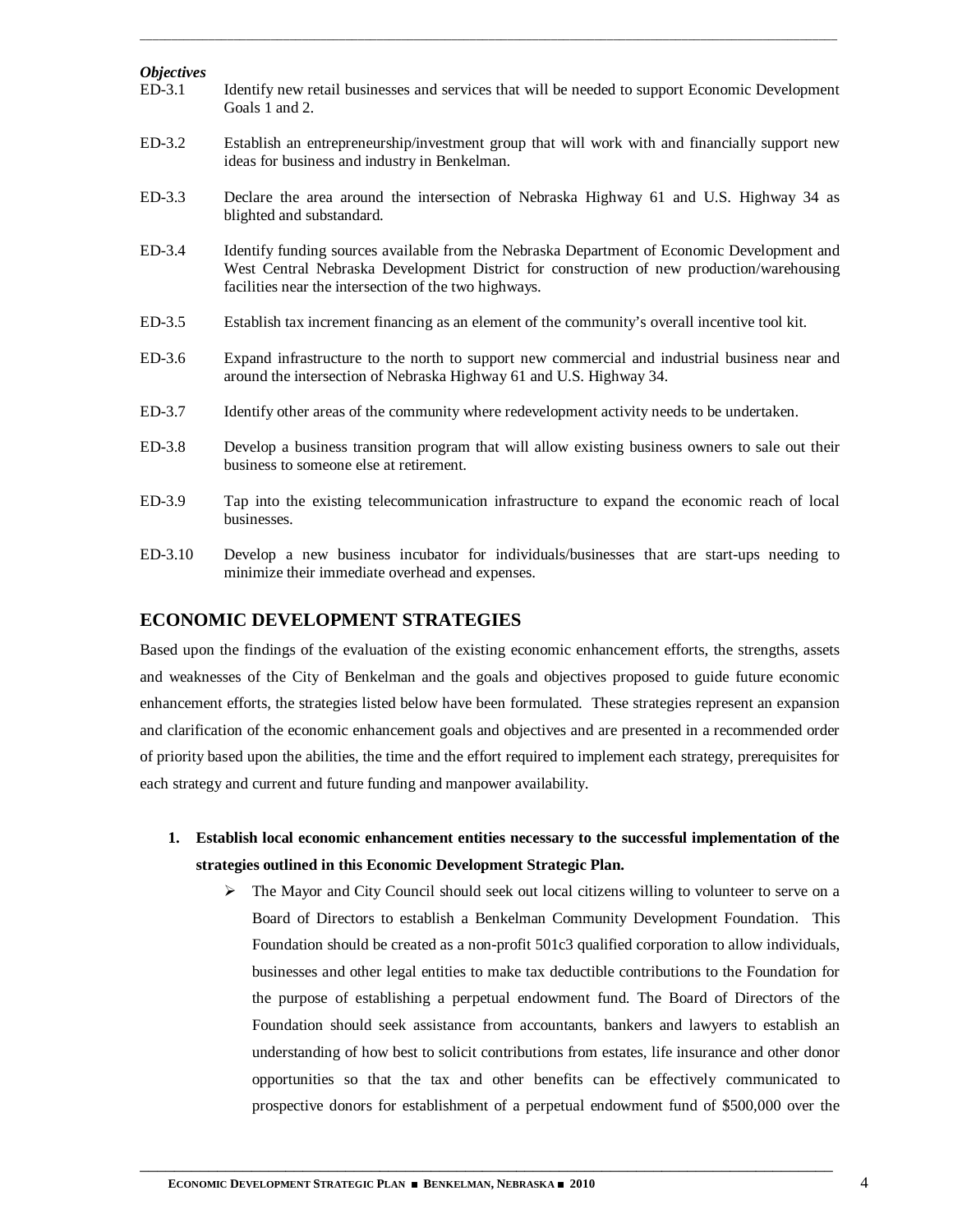***Objectives***

ED-3.1 Identify new retail businesses and services that will be needed to support Economic Development Goals 1 and 2.

ED-3.2 Establish an entrepreneurship/investment group that will work with and financially support new ideas for business and industry in Benkelman.

ED-3.3 Declare the area around the intersection of Nebraska Highway 61 and U.S. Highway 34 as blighted and substandard.

ED-3.4 Identify funding sources available from the Nebraska Department of Economic Development and West Central Nebraska Development District for construction of new production/warehousing facilities near the intersection of the two highways.

ED-3.5 Establish tax increment financing as an element of the community's overall incentive tool kit.

ED-3.6 Expand infrastructure to the north to support new commercial and industrial business near and around the intersection of Nebraska Highway 61 and U.S. Highway 34.

ED-3.7 Identify other areas of the community where redevelopment activity needs to be undertaken.

ED-3.8 Develop a business transition program that will allow existing business owners to sale out their business to someone else at retirement.

ED-3.9 Tap into the existing telecommunication infrastructure to expand the economic reach of local businesses.

ED-3.10 Develop a new business incubator for individuals/businesses that are start-ups needing to minimize their immediate overhead and expenses.

## ECONOMIC DEVELOPMENT STRATEGIES

Based upon the findings of the evaluation of the existing economic enhancement efforts, the strengths, assets and weaknesses of the City of Benkelman and the goals and objectives proposed to guide future economic enhancement efforts, the strategies listed below have been formulated. These strategies represent an expansion and clarification of the economic enhancement goals and objectives and are presented in a recommended order of priority based upon the abilities, the time and the effort required to implement each strategy, prerequisites for each strategy and current and future funding and manpower availability.

1. **Establish local economic enhancement entities necessary to the successful implementation of the strategies outlined in this Economic Development Strategic Plan.**
   - The Mayor and City Council should seek out local citizens willing to volunteer to serve on a Board of Directors to establish a Benkelman Community Development Foundation. This Foundation should be created as a non-profit 501c3 qualified corporation to allow individuals, businesses and other legal entities to make tax deductible contributions to the Foundation for the purpose of establishing a perpetual endowment fund. The Board of Directors of the Foundation should seek assistance from accountants, bankers and lawyers to establish an understanding of how best to solicit contributions from estates, life insurance and other donor opportunities so that the tax and other benefits can be effectively communicated to prospective donors for establishment of a perpetual endowment fund of $500,000 over the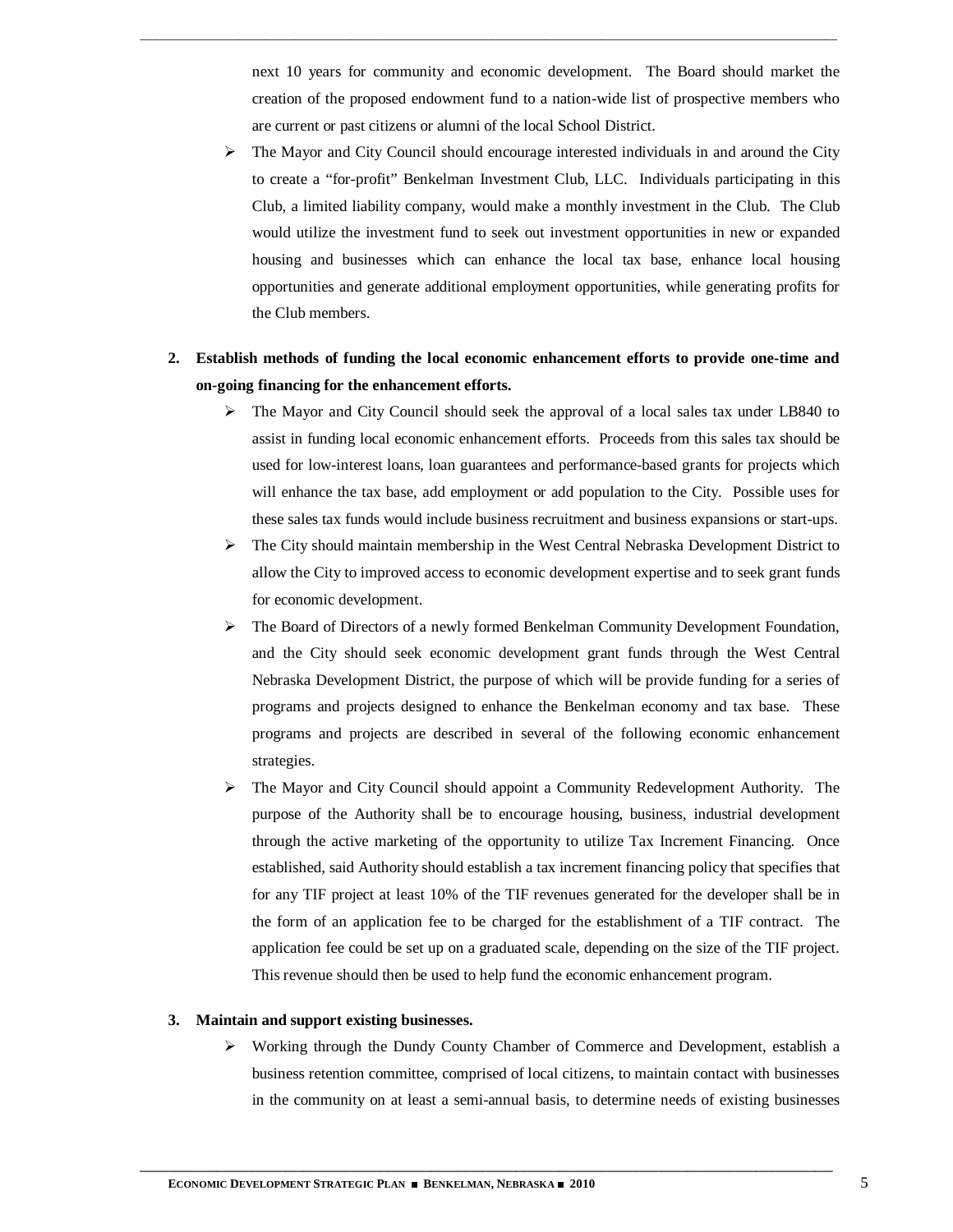next 10 years for community and economic development. The Board should market the creation of the proposed endowment fund to a nation-wide list of prospective members who are current or past citizens or alumni of the local School District.

- The Mayor and City Council should encourage interested individuals in and around the City to create a "for-profit" Benkelman Investment Club, LLC. Individuals participating in this Club, a limited liability company, would make a monthly investment in the Club. The Club would utilize the investment fund to seek out investment opportunities in new or expanded housing and businesses which can enhance the local tax base, enhance local housing opportunities and generate additional employment opportunities, while generating profits for the Club members.

2. **Establish methods of funding the local economic enhancement efforts to provide one-time and on-going financing for the enhancement efforts.**
   - The Mayor and City Council should seek the approval of a local sales tax under LB840 to assist in funding local economic enhancement efforts. Proceeds from this sales tax should be used for low-interest loans, loan guarantees and performance-based grants for projects which will enhance the tax base, add employment or add population to the City. Possible uses for these sales tax funds would include business recruitment and business expansions or start-ups.
   - The City should maintain membership in the West Central Nebraska Development District to allow the City to improved access to economic development expertise and to seek grant funds for economic development.
   - The Board of Directors of a newly formed Benkelman Community Development Foundation, and the City should seek economic development grant funds through the West Central Nebraska Development District, the purpose of which will be provide funding for a series of programs and projects designed to enhance the Benkelman economy and tax base. These programs and projects are described in several of the following economic enhancement strategies.
   - The Mayor and City Council should appoint a Community Redevelopment Authority. The purpose of the Authority shall be to encourage housing, business, industrial development through the active marketing of the opportunity to utilize Tax Increment Financing. Once established, said Authority should establish a tax increment financing policy that specifies that for any TIF project at least 10% of the TIF revenues generated for the developer shall be in the form of an application fee to be charged for the establishment of a TIF contract. The application fee could be set up on a graduated scale, depending on the size of the TIF project. This revenue should then be used to help fund the economic enhancement program.

3. **Maintain and support existing businesses.**
   - Working through the Dundy County Chamber of Commerce and Development, establish a business retention committee, comprised of local citizens, to maintain contact with businesses in the community on at least a semi-annual basis, to determine needs of existing businesses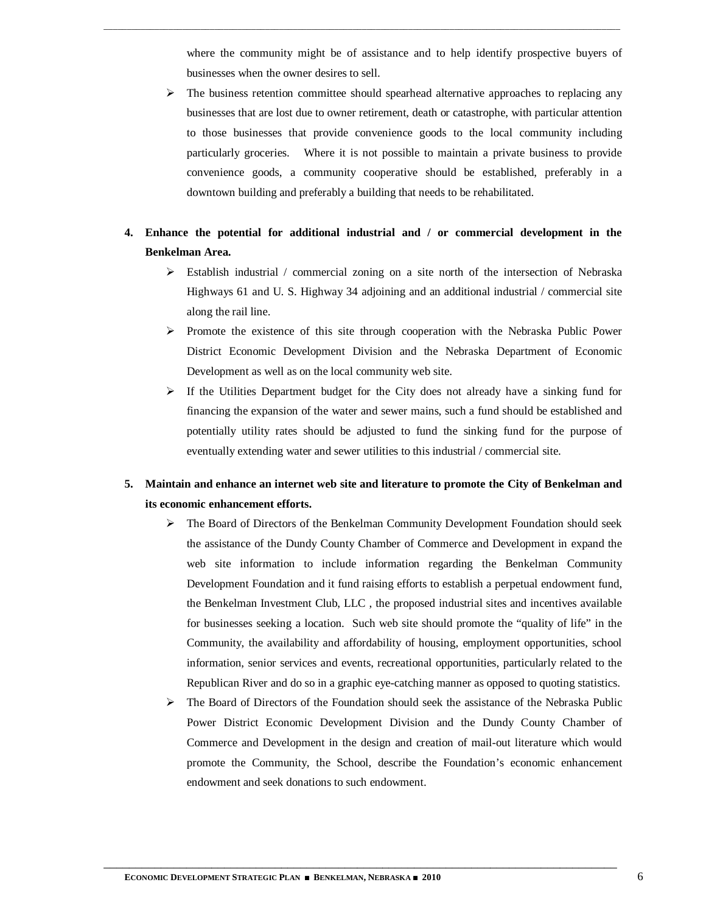where the community might be of assistance and to help identify prospective buyers of businesses when the owner desires to sell.

- The business retention committee should spearhead alternative approaches to replacing any businesses that are lost due to owner retirement, death or catastrophe, with particular attention to those businesses that provide convenience goods to the local community including particularly groceries. Where it is not possible to maintain a private business to provide convenience goods, a community cooperative should be established, preferably in a downtown building and preferably a building that needs to be rehabilitated.

4. **Enhance the potential for additional industrial and / or commercial development in the Benkelman Area.**
   - Establish industrial / commercial zoning on a site north of the intersection of Nebraska Highways 61 and U. S. Highway 34 adjoining and an additional industrial / commercial site along the rail line.
   - Promote the existence of this site through cooperation with the Nebraska Public Power District Economic Development Division and the Nebraska Department of Economic Development as well as on the local community web site.
   - If the Utilities Department budget for the City does not already have a sinking fund for financing the expansion of the water and sewer mains, such a fund should be established and potentially utility rates should be adjusted to fund the sinking fund for the purpose of eventually extending water and sewer utilities to this industrial / commercial site.

5. **Maintain and enhance an internet web site and literature to promote the City of Benkelman and its economic enhancement efforts.**
   - The Board of Directors of the Benkelman Community Development Foundation should seek the assistance of the Dundy County Chamber of Commerce and Development in expand the web site information to include information regarding the Benkelman Community Development Foundation and it fund raising efforts to establish a perpetual endowment fund, the Benkelman Investment Club, LLC , the proposed industrial sites and incentives available for businesses seeking a location. Such web site should promote the "quality of life" in the Community, the availability and affordability of housing, employment opportunities, school information, senior services and events, recreational opportunities, particularly related to the Republican River and do so in a graphic eye-catching manner as opposed to quoting statistics.
   - The Board of Directors of the Foundation should seek the assistance of the Nebraska Public Power District Economic Development Division and the Dundy County Chamber of Commerce and Development in the design and creation of mail-out literature which would promote the Community, the School, describe the Foundation's economic enhancement endowment and seek donations to such endowment.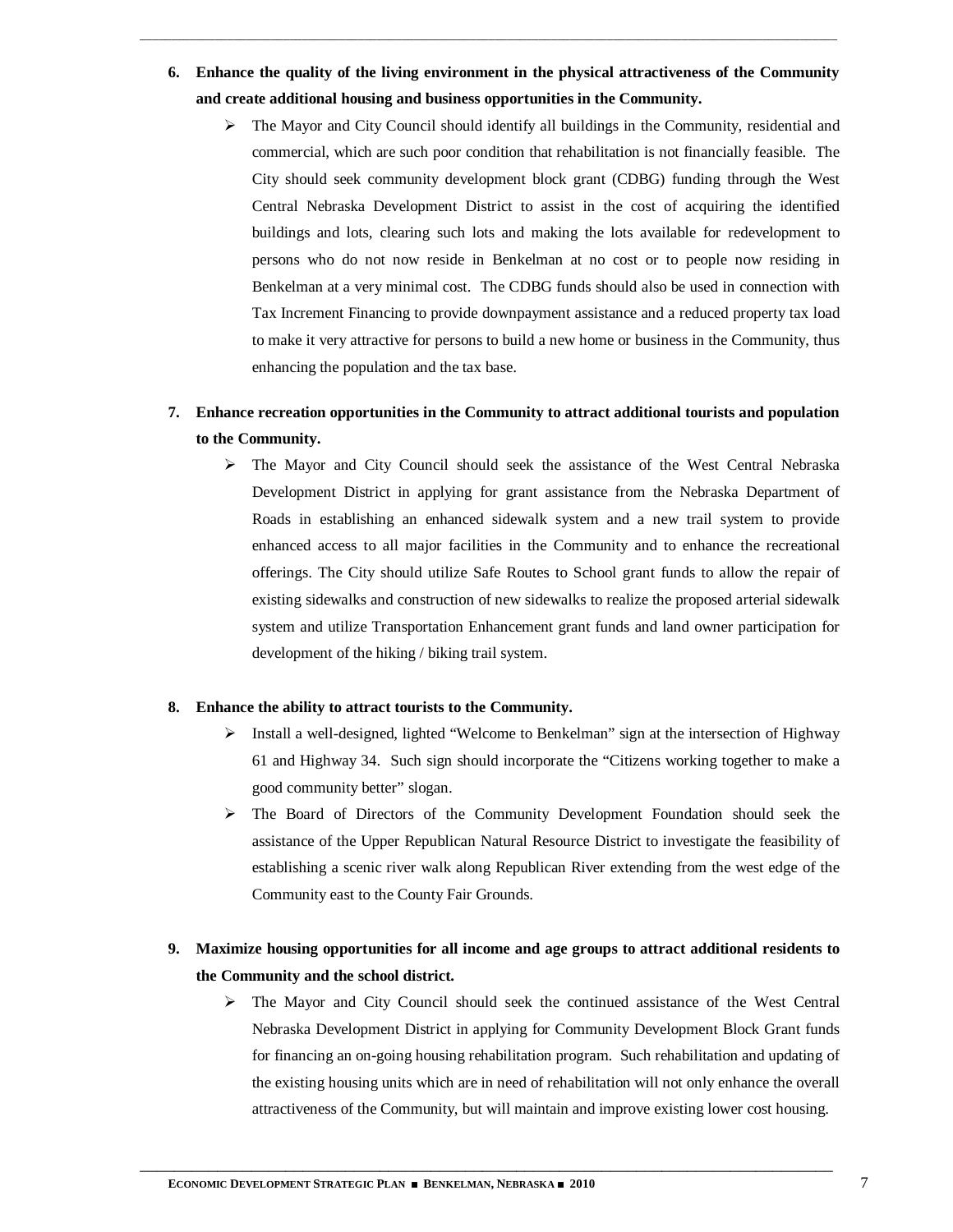6. **Enhance the quality of the living environment in the physical attractiveness of the Community and create additional housing and business opportunities in the Community.**
   - The Mayor and City Council should identify all buildings in the Community, residential and commercial, which are such poor condition that rehabilitation is not financially feasible. The City should seek community development block grant (CDBG) funding through the West Central Nebraska Development District to assist in the cost of acquiring the identified buildings and lots, clearing such lots and making the lots available for redevelopment to persons who do not now reside in Benkelman at no cost or to people now residing in Benkelman at a very minimal cost. The CDBG funds should also be used in connection with Tax Increment Financing to provide downpayment assistance and a reduced property tax load to make it very attractive for persons to build a new home or business in the Community, thus enhancing the population and the tax base.

7. **Enhance recreation opportunities in the Community to attract additional tourists and population to the Community.**
   - The Mayor and City Council should seek the assistance of the West Central Nebraska Development District in applying for grant assistance from the Nebraska Department of Roads in establishing an enhanced sidewalk system and a new trail system to provide enhanced access to all major facilities in the Community and to enhance the recreational offerings. The City should utilize Safe Routes to School grant funds to allow the repair of existing sidewalks and construction of new sidewalks to realize the proposed arterial sidewalk system and utilize Transportation Enhancement grant funds and land owner participation for development of the hiking / biking trail system.

8. **Enhance the ability to attract tourists to the Community.**
   - Install a well-designed, lighted "Welcome to Benkelman" sign at the intersection of Highway 61 and Highway 34. Such sign should incorporate the "Citizens working together to make a good community better" slogan.
   - The Board of Directors of the Community Development Foundation should seek the assistance of the Upper Republican Natural Resource District to investigate the feasibility of establishing a scenic river walk along Republican River extending from the west edge of the Community east to the County Fair Grounds.

9. **Maximize housing opportunities for all income and age groups to attract additional residents to the Community and the school district.**
   - The Mayor and City Council should seek the continued assistance of the West Central Nebraska Development District in applying for Community Development Block Grant funds for financing an on-going housing rehabilitation program. Such rehabilitation and updating of the existing housing units which are in need of rehabilitation will not only enhance the overall attractiveness of the Community, but will maintain and improve existing lower cost housing.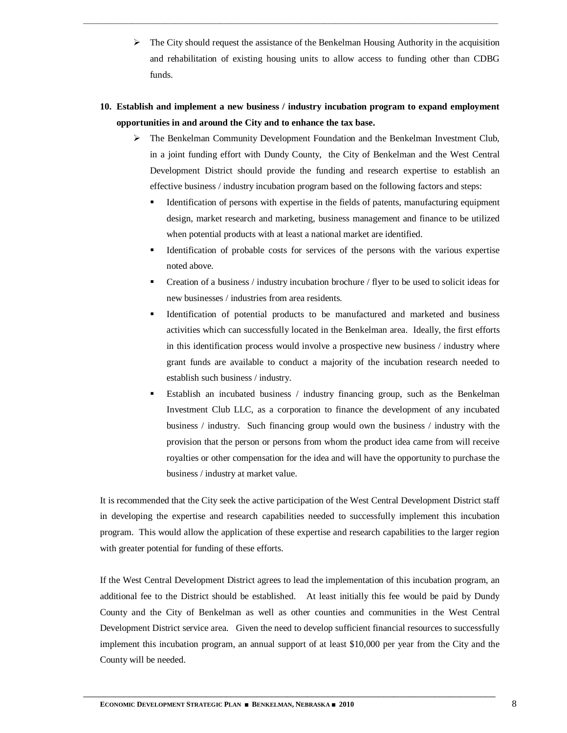- The City should request the assistance of the Benkelman Housing Authority in the acquisition and rehabilitation of existing housing units to allow access to funding other than CDBG funds.

**10. Establish and implement a new business / industry incubation program to expand employment opportunities in and around the City and to enhance the tax base.**

- The Benkelman Community Development Foundation and the Benkelman Investment Club, in a joint funding effort with Dundy County, the City of Benkelman and the West Central Development District should provide the funding and research expertise to establish an effective business / industry incubation program based on the following factors and steps:
  - Identification of persons with expertise in the fields of patents, manufacturing equipment design, market research and marketing, business management and finance to be utilized when potential products with at least a national market are identified.
  - Identification of probable costs for services of the persons with the various expertise noted above.
  - Creation of a business / industry incubation brochure / flyer to be used to solicit ideas for new businesses / industries from area residents.
  - Identification of potential products to be manufactured and marketed and business activities which can successfully located in the Benkelman area. Ideally, the first efforts in this identification process would involve a prospective new business / industry where grant funds are available to conduct a majority of the incubation research needed to establish such business / industry.
  - Establish an incubated business / industry financing group, such as the Benkelman Investment Club LLC, as a corporation to finance the development of any incubated business / industry. Such financing group would own the business / industry with the provision that the person or persons from whom the product idea came from will receive royalties or other compensation for the idea and will have the opportunity to purchase the business / industry at market value.

It is recommended that the City seek the active participation of the West Central Development District staff in developing the expertise and research capabilities needed to successfully implement this incubation program. This would allow the application of these expertise and research capabilities to the larger region with greater potential for funding of these efforts.

If the West Central Development District agrees to lead the implementation of this incubation program, an additional fee to the District should be established. At least initially this fee would be paid by Dundy County and the City of Benkelman as well as other counties and communities in the West Central Development District service area. Given the need to develop sufficient financial resources to successfully implement this incubation program, an annual support of at least $10,000 per year from the City and the County will be needed.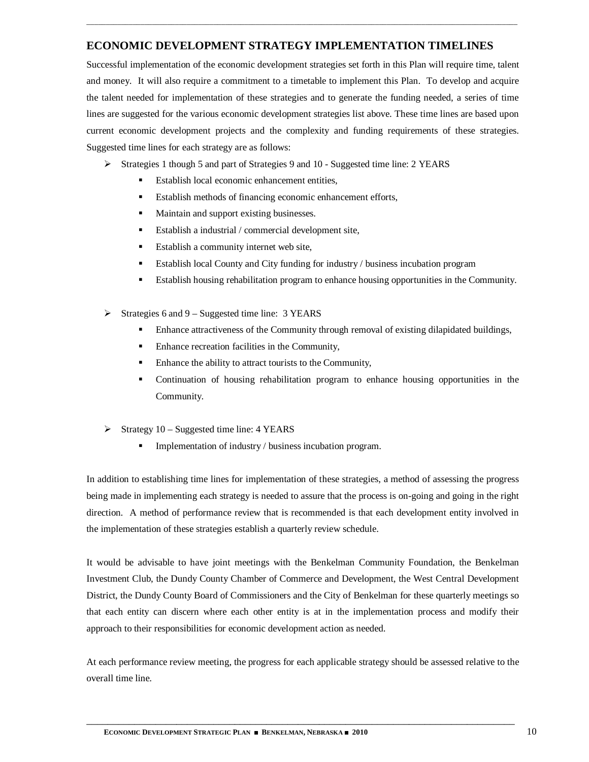## ECONOMIC DEVELOPMENT STRATEGY IMPLEMENTATION TIMELINES

Successful implementation of the economic development strategies set forth in this Plan will require time, talent and money. It will also require a commitment to a timetable to implement this Plan. To develop and acquire the talent needed for implementation of these strategies and to generate the funding needed, a series of time lines are suggested for the various economic development strategies list above. These time lines are based upon current economic development projects and the complexity and funding requirements of these strategies. Suggested time lines for each strategy are as follows:

- Strategies 1 though 5 and part of Strategies 9 and 10 - Suggested time line: 2 YEARS
  - Establish local economic enhancement entities,
  - Establish methods of financing economic enhancement efforts,
  - Maintain and support existing businesses.
  - Establish a industrial / commercial development site,
  - Establish a community internet web site,
  - Establish local County and City funding for industry / business incubation program
  - Establish housing rehabilitation program to enhance housing opportunities in the Community.

- Strategies 6 and 9 – Suggested time line: 3 YEARS
  - Enhance attractiveness of the Community through removal of existing dilapidated buildings,
  - Enhance recreation facilities in the Community,
  - Enhance the ability to attract tourists to the Community,
  - Continuation of housing rehabilitation program to enhance housing opportunities in the Community.

- Strategy 10 – Suggested time line: 4 YEARS
  - Implementation of industry / business incubation program.

In addition to establishing time lines for implementation of these strategies, a method of assessing the progress being made in implementing each strategy is needed to assure that the process is on-going and going in the right direction. A method of performance review that is recommended is that each development entity involved in the implementation of these strategies establish a quarterly review schedule.

It would be advisable to have joint meetings with the Benkelman Community Foundation, the Benkelman Investment Club, the Dundy County Chamber of Commerce and Development, the West Central Development District, the Dundy County Board of Commissioners and the City of Benkelman for these quarterly meetings so that each entity can discern where each other entity is at in the implementation process and modify their approach to their responsibilities for economic development action as needed.

At each performance review meeting, the progress for each applicable strategy should be assessed relative to the overall time line.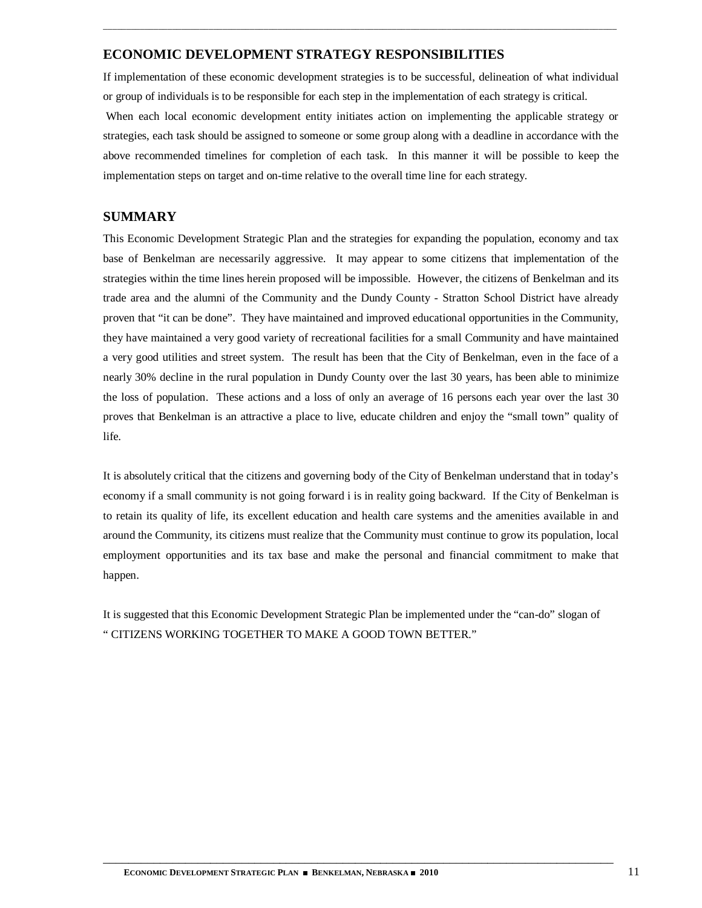## ECONOMIC DEVELOPMENT STRATEGY RESPONSIBILITIES

If implementation of these economic development strategies is to be successful, delineation of what individual or group of individuals is to be responsible for each step in the implementation of each strategy is critical. When each local economic development entity initiates action on implementing the applicable strategy or strategies, each task should be assigned to someone or some group along with a deadline in accordance with the above recommended timelines for completion of each task. In this manner it will be possible to keep the implementation steps on target and on-time relative to the overall time line for each strategy.

## SUMMARY

This Economic Development Strategic Plan and the strategies for expanding the population, economy and tax base of Benkelman are necessarily aggressive. It may appear to some citizens that implementation of the strategies within the time lines herein proposed will be impossible. However, the citizens of Benkelman and its trade area and the alumni of the Community and the Dundy County - Stratton School District have already proven that "it can be done". They have maintained and improved educational opportunities in the Community, they have maintained a very good variety of recreational facilities for a small Community and have maintained a very good utilities and street system. The result has been that the City of Benkelman, even in the face of a nearly 30% decline in the rural population in Dundy County over the last 30 years, has been able to minimize the loss of population. These actions and a loss of only an average of 16 persons each year over the last 30 proves that Benkelman is an attractive a place to live, educate children and enjoy the "small town" quality of life.

It is absolutely critical that the citizens and governing body of the City of Benkelman understand that in today's economy if a small community is not going forward i is in reality going backward. If the City of Benkelman is to retain its quality of life, its excellent education and health care systems and the amenities available in and around the Community, its citizens must realize that the Community must continue to grow its population, local employment opportunities and its tax base and make the personal and financial commitment to make that happen.

It is suggested that this Economic Development Strategic Plan be implemented under the "can-do" slogan of " CITIZENS WORKING TOGETHER TO MAKE A GOOD TOWN BETTER."